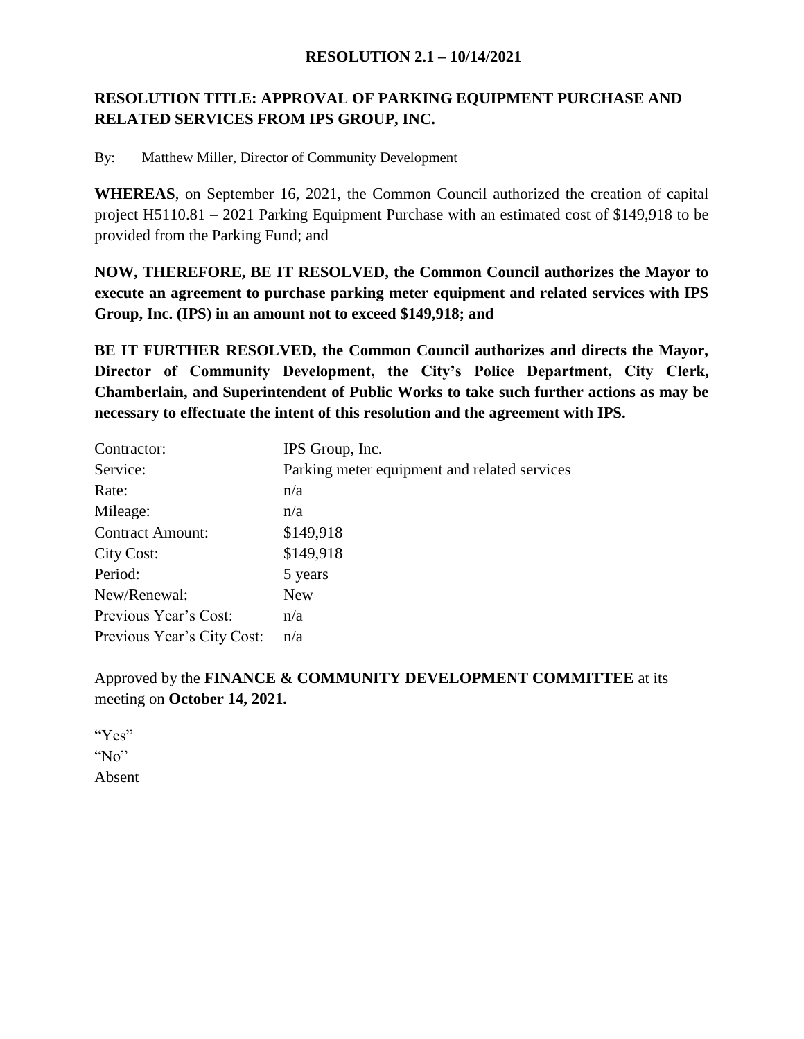**RESOLUTION 2.1 – 10/14/2021**

**RESOLUTION TITLE: APPROVAL OF PARKING EQUIPMENT PURCHASE AND RELATED SERVICES FROM IPS GROUP, INC.**

By: Matthew Miller, Director of Community Development

**WHEREAS**, on September 16, 2021, the Common Council authorized the creation of capital project H5110.81 – 2021 Parking Equipment Purchase with an estimated cost of $149,918 to be provided from the Parking Fund; and

**NOW, THEREFORE, BE IT RESOLVED, the Common Council authorizes the Mayor to execute an agreement to purchase parking meter equipment and related services with IPS Group, Inc. (IPS) in an amount not to exceed $149,918; and**

**BE IT FURTHER RESOLVED, the Common Council authorizes and directs the Mayor, Director of Community Development, the City's Police Department, City Clerk, Chamberlain, and Superintendent of Public Works to take such further actions as may be necessary to effectuate the intent of this resolution and the agreement with IPS.**

| | |
|---|---|
| Contractor: | IPS Group, Inc. |
| Service: | Parking meter equipment and related services |
| Rate: | n/a |
| Mileage: | n/a |
| Contract Amount: | $149,918 |
| City Cost: | $149,918 |
| Period: | 5 years |
| New/Renewal: | New |
| Previous Year's Cost: | n/a |
| Previous Year's City Cost: | n/a |

Approved by the **FINANCE & COMMUNITY DEVELOPMENT COMMITTEE** at its meeting on **October 14, 2021.**

"Yes"
"No"
Absent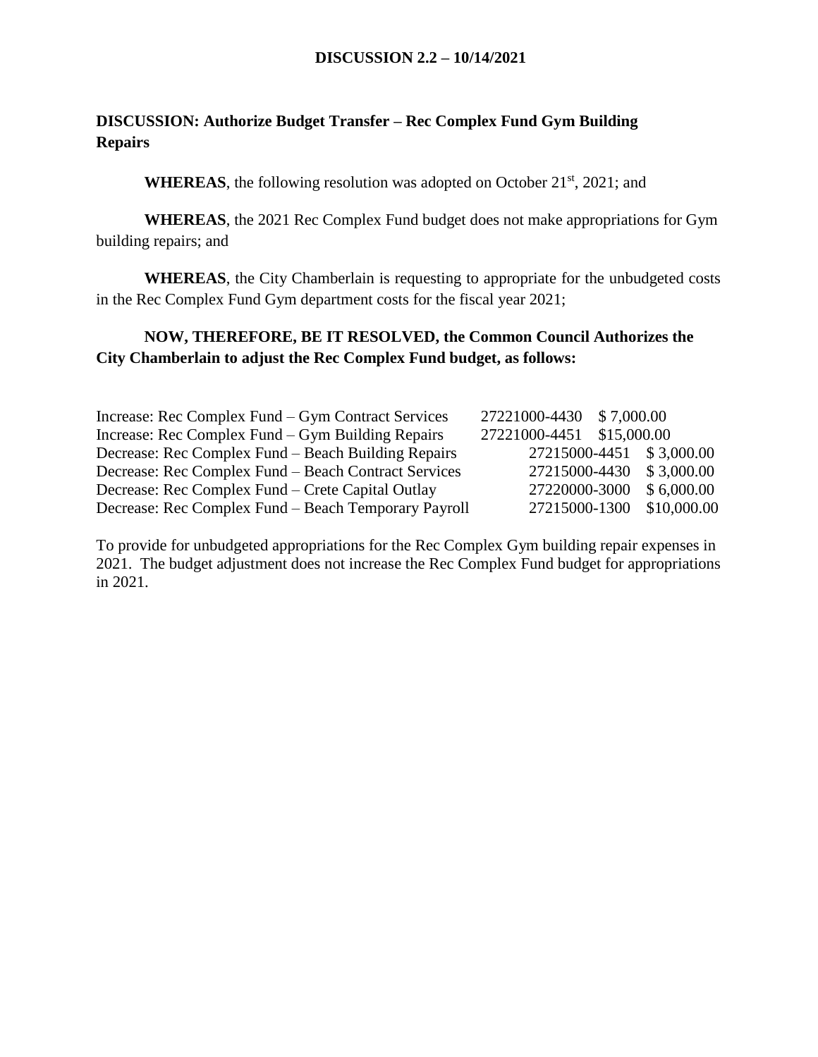**DISCUSSION 2.2 – 10/14/2021**

**DISCUSSION: Authorize Budget Transfer – Rec Complex Fund Gym Building Repairs**

**WHEREAS**, the following resolution was adopted on October 21st, 2021; and

**WHEREAS**, the 2021 Rec Complex Fund budget does not make appropriations for Gym building repairs; and

**WHEREAS**, the City Chamberlain is requesting to appropriate for the unbudgeted costs in the Rec Complex Fund Gym department costs for the fiscal year 2021;

**NOW, THEREFORE, BE IT RESOLVED, the Common Council Authorizes the City Chamberlain to adjust the Rec Complex Fund budget, as follows:**

| | | |
|---|---|---|
| Increase: Rec Complex Fund – Gym Contract Services | 27221000-4430 | $ 7,000.00 |
| Increase: Rec Complex Fund – Gym Building Repairs | 27221000-4451 | $15,000.00 |
| Decrease: Rec Complex Fund – Beach Building Repairs | 27215000-4451 | $ 3,000.00 |
| Decrease: Rec Complex Fund – Beach Contract Services | 27215000-4430 | $ 3,000.00 |
| Decrease: Rec Complex Fund – Crete Capital Outlay | 27220000-3000 | $ 6,000.00 |
| Decrease: Rec Complex Fund – Beach Temporary Payroll | 27215000-1300 | $10,000.00 |

To provide for unbudgeted appropriations for the Rec Complex Gym building repair expenses in 2021. The budget adjustment does not increase the Rec Complex Fund budget for appropriations in 2021.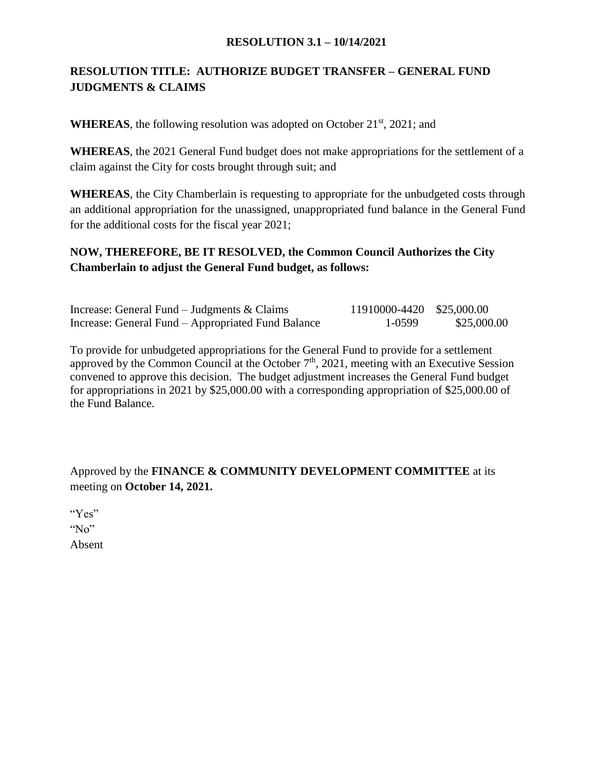**RESOLUTION 3.1 – 10/14/2021**

**RESOLUTION TITLE: AUTHORIZE BUDGET TRANSFER – GENERAL FUND JUDGMENTS & CLAIMS**

**WHEREAS**, the following resolution was adopted on October 21st, 2021; and

**WHEREAS**, the 2021 General Fund budget does not make appropriations for the settlement of a claim against the City for costs brought through suit; and

**WHEREAS**, the City Chamberlain is requesting to appropriate for the unbudgeted costs through an additional appropriation for the unassigned, unappropriated fund balance in the General Fund for the additional costs for the fiscal year 2021;

**NOW, THEREFORE, BE IT RESOLVED, the Common Council Authorizes the City Chamberlain to adjust the General Fund budget, as follows:**

| | | | |
|---|---|---|---|
| Increase: General Fund – Judgments & Claims | 11910000-4420 | $25,000.00 | |
| Increase: General Fund – Appropriated Fund Balance | 1-0599 | | $25,000.00 |

To provide for unbudgeted appropriations for the General Fund to provide for a settlement approved by the Common Council at the October 7th, 2021, meeting with an Executive Session convened to approve this decision. The budget adjustment increases the General Fund budget for appropriations in 2021 by $25,000.00 with a corresponding appropriation of $25,000.00 of the Fund Balance.

Approved by the **FINANCE & COMMUNITY DEVELOPMENT COMMITTEE** at its meeting on **October 14, 2021.**

"Yes"  
"No"  
Absent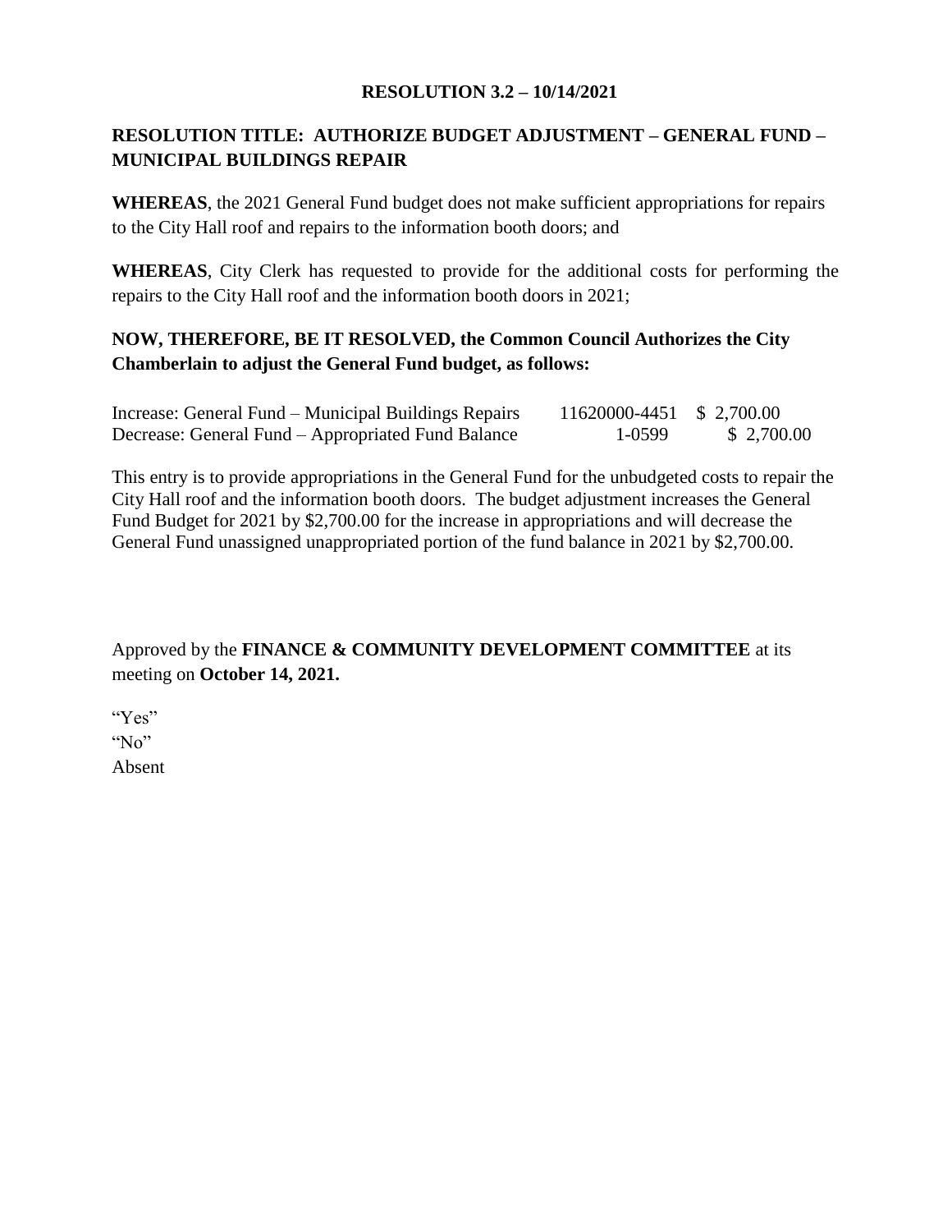**RESOLUTION 3.2 – 10/14/2021**

**RESOLUTION TITLE: AUTHORIZE BUDGET ADJUSTMENT – GENERAL FUND – MUNICIPAL BUILDINGS REPAIR**

**WHEREAS**, the 2021 General Fund budget does not make sufficient appropriations for repairs to the City Hall roof and repairs to the information booth doors; and

**WHEREAS**, City Clerk has requested to provide for the additional costs for performing the repairs to the City Hall roof and the information booth doors in 2021;

**NOW, THEREFORE, BE IT RESOLVED, the Common Council Authorizes the City Chamberlain to adjust the General Fund budget, as follows:**

| | | |
|---|---|---|
| Increase: General Fund – Municipal Buildings Repairs | 11620000-4451 | $ 2,700.00 |
| Decrease: General Fund – Appropriated Fund Balance | 1-0599 | $ 2,700.00 |

This entry is to provide appropriations in the General Fund for the unbudgeted costs to repair the City Hall roof and the information booth doors. The budget adjustment increases the General Fund Budget for 2021 by $2,700.00 for the increase in appropriations and will decrease the General Fund unassigned unappropriated portion of the fund balance in 2021 by $2,700.00.

Approved by the **FINANCE & COMMUNITY DEVELOPMENT COMMITTEE** at its meeting on **October 14, 2021.**

"Yes"
"No"
Absent